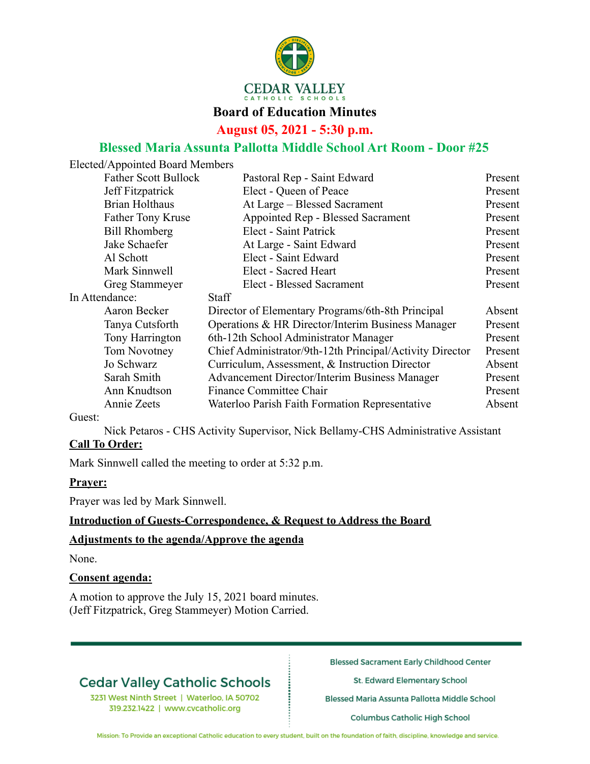# Board of Education Minutes

## August 05, 2021 - 5:30 p.m.

## Blessed Maria Assunta Pallotta Middle School Art Room - Door #25

Elected/Appointed Board Members

| Name | Position | Status |
|---|---|---|
| Father Scott Bullock | Pastoral Rep - Saint Edward | Present |
| Jeff Fitzpatrick | Elect - Queen of Peace | Present |
| Brian Holthaus | At Large – Blessed Sacrament | Present |
| Father Tony Kruse | Appointed Rep - Blessed Sacrament | Present |
| Bill Rhomberg | Elect - Saint Patrick | Present |
| Jake Schaefer | At Large - Saint Edward | Present |
| Al Schott | Elect - Saint Edward | Present |
| Mark Sinnwell | Elect - Sacred Heart | Present |
| Greg Stammeyer | Elect - Blessed Sacrament | Present |

In Attendance: Staff

| Name | Position | Status |
|---|---|---|
| Aaron Becker | Director of Elementary Programs/6th-8th Principal | Absent |
| Tanya Cutsforth | Operations & HR Director/Interim Business Manager | Present |
| Tony Harrington | 6th-12th School Administrator Manager | Present |
| Tom Novotney | Chief Administrator/9th-12th Principal/Activity Director | Present |
| Jo Schwarz | Curriculum, Assessment, & Instruction Director | Absent |
| Sarah Smith | Advancement Director/Interim Business Manager | Present |
| Ann Knudtson | Finance Committee Chair | Present |
| Annie Zeets | Waterloo Parish Faith Formation Representative | Absent |

Guest:

Nick Petaros - CHS Activity Supervisor, Nick Bellamy-CHS Administrative Assistant

**Call To Order:**

Mark Sinnwell called the meeting to order at 5:32 p.m.

**Prayer:**

Prayer was led by Mark Sinnwell.

**Introduction of Guests-Correspondence, & Request to Address the Board**

**Adjustments to the agenda/Approve the agenda**

None.

**Consent agenda:**

A motion to approve the July 15, 2021 board minutes.
(Jeff Fitzpatrick, Greg Stammeyer) Motion Carried.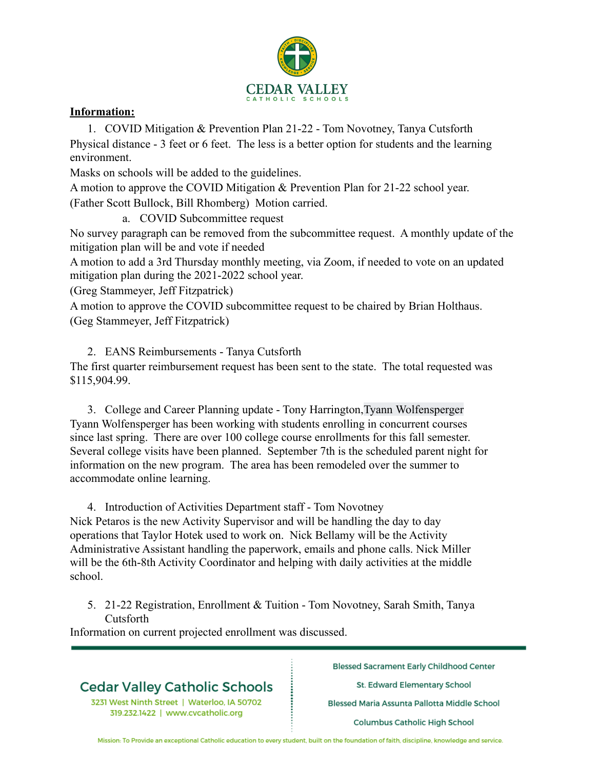**Information:**

1. COVID Mitigation & Prevention Plan 21-22 - Tom Novotney, Tanya Cutsforth

Physical distance - 3 feet or 6 feet. The less is a better option for students and the learning environment.

Masks on schools will be added to the guidelines.

A motion to approve the COVID Mitigation & Prevention Plan for 21-22 school year. (Father Scott Bullock, Bill Rhomberg) Motion carried.

   a. COVID Subcommittee request

No survey paragraph can be removed from the subcommittee request. A monthly update of the mitigation plan will be and vote if needed

A motion to add a 3rd Thursday monthly meeting, via Zoom, if needed to vote on an updated mitigation plan during the 2021-2022 school year.

(Greg Stammeyer, Jeff Fitzpatrick)

A motion to approve the COVID subcommittee request to be chaired by Brian Holthaus.

(Geg Stammeyer, Jeff Fitzpatrick)

2. EANS Reimbursements - Tanya Cutsforth

The first quarter reimbursement request has been sent to the state. The total requested was $115,904.99.

3. College and Career Planning update - Tony Harrington, Tyann Wolfensperger

Tyann Wolfensperger has been working with students enrolling in concurrent courses since last spring. There are over 100 college course enrollments for this fall semester. Several college visits have been planned. September 7th is the scheduled parent night for information on the new program. The area has been remodeled over the summer to accommodate online learning.

4. Introduction of Activities Department staff - Tom Novotney

Nick Petaros is the new Activity Supervisor and will be handling the day to day operations that Taylor Hotek used to work on. Nick Bellamy will be the Activity Administrative Assistant handling the paperwork, emails and phone calls. Nick Miller will be the 6th-8th Activity Coordinator and helping with daily activities at the middle school.

5. 21-22 Registration, Enrollment & Tuition - Tom Novotney, Sarah Smith, Tanya Cutsforth

Information on current projected enrollment was discussed.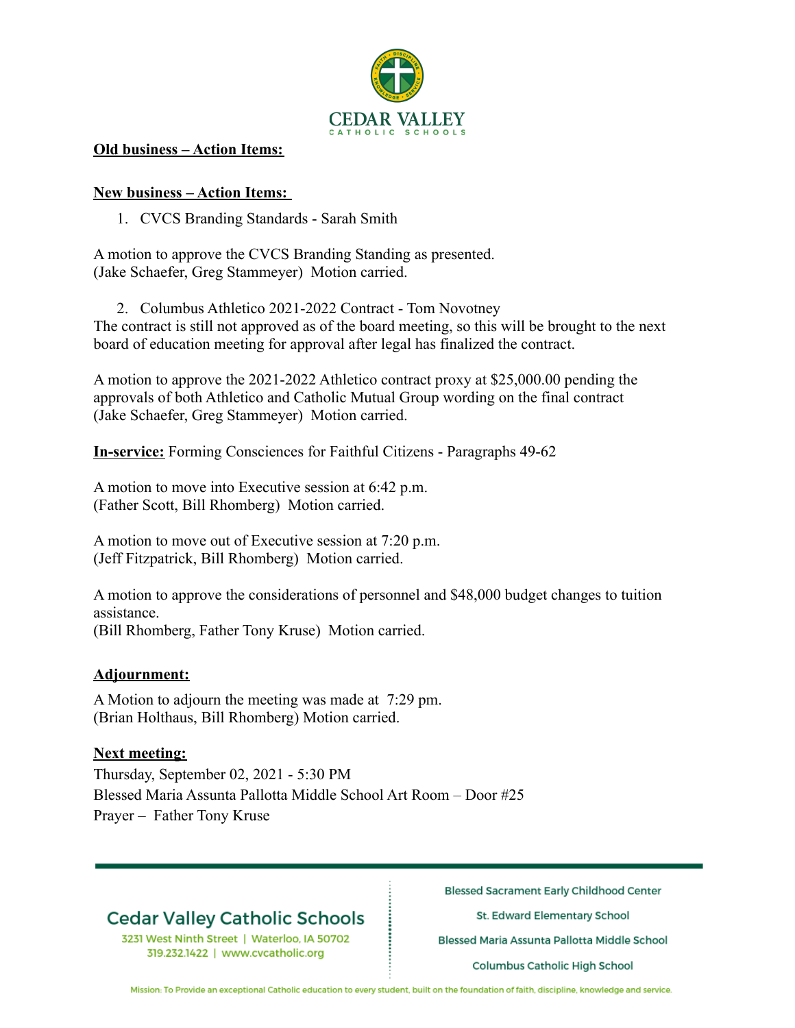**Old business – Action Items:**

**New business – Action Items:**

1. CVCS Branding Standards - Sarah Smith

A motion to approve the CVCS Branding Standing as presented.
(Jake Schaefer, Greg Stammeyer) Motion carried.

2. Columbus Athletico 2021-2022 Contract - Tom Novotney

The contract is still not approved as of the board meeting, so this will be brought to the next board of education meeting for approval after legal has finalized the contract.

A motion to approve the 2021-2022 Athletico contract proxy at $25,000.00 pending the approvals of both Athletico and Catholic Mutual Group wording on the final contract
(Jake Schaefer, Greg Stammeyer) Motion carried.

**In-service:** Forming Consciences for Faithful Citizens - Paragraphs 49-62

A motion to move into Executive session at 6:42 p.m.
(Father Scott, Bill Rhomberg) Motion carried.

A motion to move out of Executive session at 7:20 p.m.
(Jeff Fitzpatrick, Bill Rhomberg) Motion carried.

A motion to approve the considerations of personnel and $48,000 budget changes to tuition assistance.
(Bill Rhomberg, Father Tony Kruse) Motion carried.

**Adjournment:**

A Motion to adjourn the meeting was made at 7:29 pm.
(Brian Holthaus, Bill Rhomberg) Motion carried.

**Next meeting:**

Thursday, September 02, 2021 - 5:30 PM
Blessed Maria Assunta Pallotta Middle School Art Room – Door #25
Prayer – Father Tony Kruse